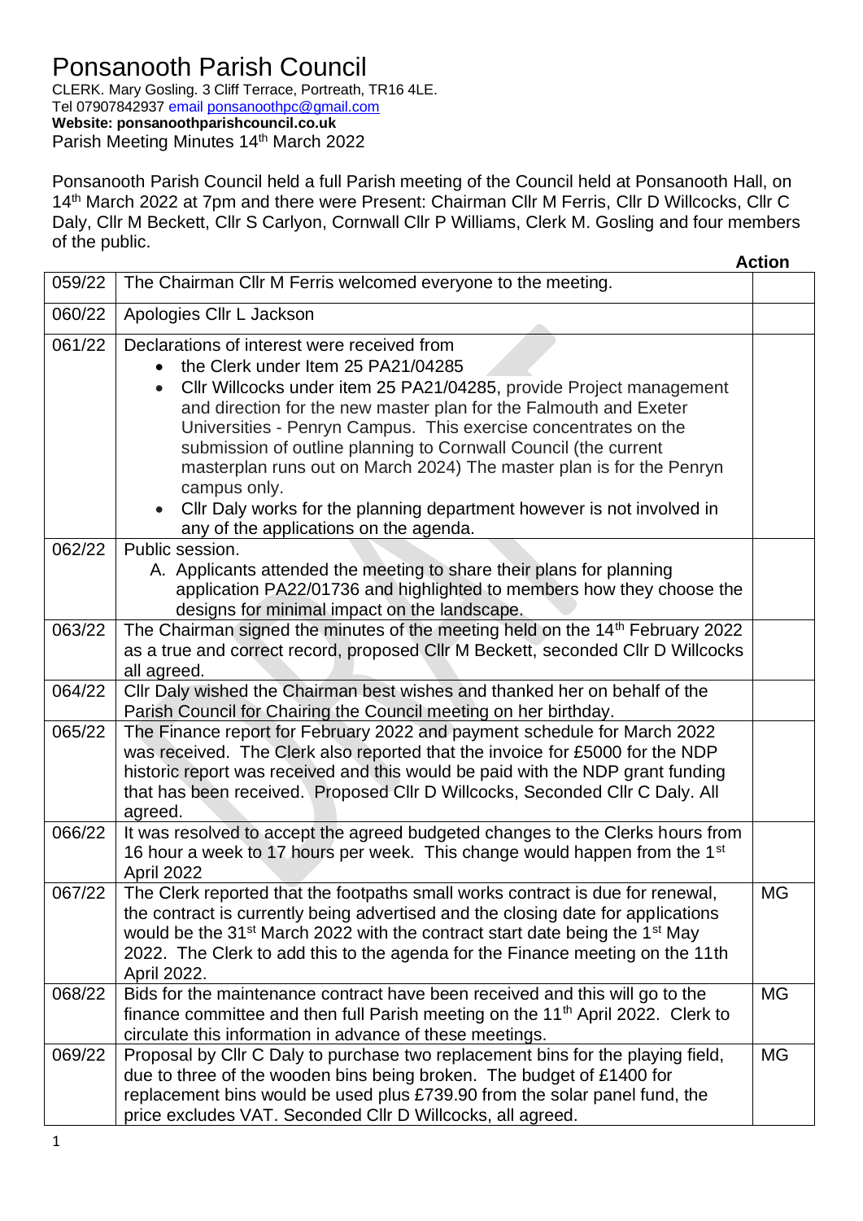# Ponsanooth Parish Council

CLERK. Mary Gosling. 3 Cliff Terrace, Portreath, TR16 4LE.
Tel 07907842937 email ponsanoothpc@gmail.com
**Website: ponsanoothparishcouncil.co.uk**
Parish Meeting Minutes 14th March 2022

Ponsanooth Parish Council held a full Parish meeting of the Council held at Ponsanooth Hall, on 14th March 2022 at 7pm and there were Present: Chairman Cllr M Ferris, Cllr D Willcocks, Cllr C Daly, Cllr M Beckett, Cllr S Carlyon, Cornwall Cllr P Williams, Clerk M. Gosling and four members of the public.

| | | Action |
|---|---|---|
| 059/22 | The Chairman Cllr M Ferris welcomed everyone to the meeting. | |
| 060/22 | Apologies Cllr L Jackson | |
| 061/22 | Declarations of interest were received from<br>• the Clerk under Item 25 PA21/04285<br>• Cllr Willcocks under item 25 PA21/04285, provide Project management and direction for the new master plan for the Falmouth and Exeter Universities - Penryn Campus. This exercise concentrates on the submission of outline planning to Cornwall Council (the current masterplan runs out on March 2024) The master plan is for the Penryn campus only.<br>• Cllr Daly works for the planning department however is not involved in any of the applications on the agenda. | |
| 062/22 | Public session.<br>A. Applicants attended the meeting to share their plans for planning application PA22/01736 and highlighted to members how they choose the designs for minimal impact on the landscape. | |
| 063/22 | The Chairman signed the minutes of the meeting held on the 14th February 2022 as a true and correct record, proposed Cllr M Beckett, seconded Cllr D Willcocks all agreed. | |
| 064/22 | Cllr Daly wished the Chairman best wishes and thanked her on behalf of the Parish Council for Chairing the Council meeting on her birthday. | |
| 065/22 | The Finance report for February 2022 and payment schedule for March 2022 was received. The Clerk also reported that the invoice for £5000 for the NDP historic report was received and this would be paid with the NDP grant funding that has been received. Proposed Cllr D Willcocks, Seconded Cllr C Daly. All agreed. | |
| 066/22 | It was resolved to accept the agreed budgeted changes to the Clerks hours from 16 hour a week to 17 hours per week. This change would happen from the 1st April 2022 | |
| 067/22 | The Clerk reported that the footpaths small works contract is due for renewal, the contract is currently being advertised and the closing date for applications would be the 31st March 2022 with the contract start date being the 1st May 2022. The Clerk to add this to the agenda for the Finance meeting on the 11th April 2022. | MG |
| 068/22 | Bids for the maintenance contract have been received and this will go to the finance committee and then full Parish meeting on the 11th April 2022. Clerk to circulate this information in advance of these meetings. | MG |
| 069/22 | Proposal by Cllr C Daly to purchase two replacement bins for the playing field, due to three of the wooden bins being broken. The budget of £1400 for replacement bins would be used plus £739.90 from the solar panel fund, the price excludes VAT. Seconded Cllr D Willcocks, all agreed. | MG |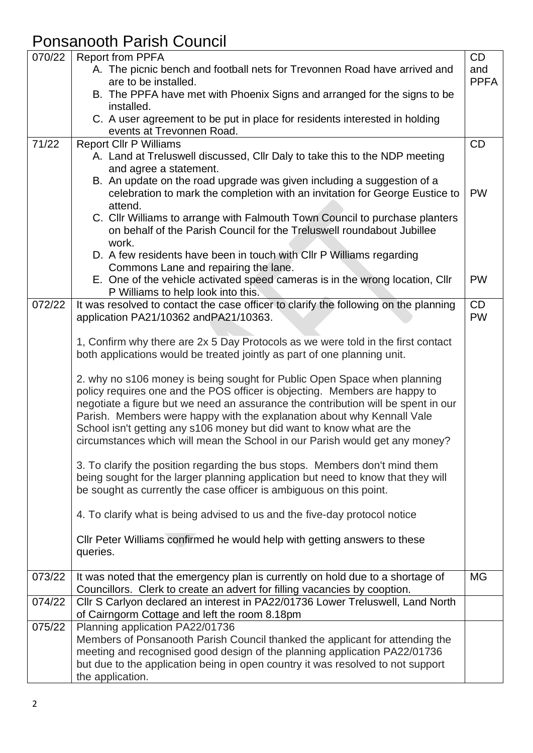# Ponsanooth Parish Council

| | | |
|---|---|---|
| 070/22 | Report from PPFA<br>A. The picnic bench and football nets for Trevonnen Road have arrived and are to be installed.<br>B. The PPFA have met with Phoenix Signs and arranged for the signs to be installed.<br>C. A user agreement to be put in place for residents interested in holding events at Trevonnen Road. | CD and PPFA |
| 71/22 | Report Cllr P Williams<br>A. Land at Treluswell discussed, Cllr Daly to take this to the NDP meeting and agree a statement.<br>B. An update on the road upgrade was given including a suggestion of a celebration to mark the completion with an invitation for George Eustice to attend.<br>C. Cllr Williams to arrange with Falmouth Town Council to purchase planters on behalf of the Parish Council for the Treluswell roundabout Jubillee work.<br>D. A few residents have been in touch with Cllr P Williams regarding Commons Lane and repairing the lane.<br>E. One of the vehicle activated speed cameras is in the wrong location, Cllr P Williams to help look into this. | CD<br><br>PW<br><br>PW |
| 072/22 | It was resolved to contact the case officer to clarify the following on the planning application PA21/10362 andPA21/10363.<br><br>1, Confirm why there are 2x 5 Day Protocols as we were told in the first contact both applications would be treated jointly as part of one planning unit.<br><br>2. why no s106 money is being sought for Public Open Space when planning policy requires one and the POS officer is objecting. Members are happy to negotiate a figure but we need an assurance the contribution will be spent in our Parish. Members were happy with the explanation about why Kennall Vale School isn't getting any s106 money but did want to know what are the circumstances which will mean the School in our Parish would get any money?<br><br>3. To clarify the position regarding the bus stops. Members don't mind them being sought for the larger planning application but need to know that they will be sought as currently the case officer is ambiguous on this point.<br><br>4. To clarify what is being advised to us and the five-day protocol notice<br><br>Cllr Peter Williams confirmed he would help with getting answers to these queries. | CD<br>PW |
| 073/22 | It was noted that the emergency plan is currently on hold due to a shortage of Councillors. Clerk to create an advert for filling vacancies by cooption. | MG |
| 074/22 | Cllr S Carlyon declared an interest in PA22/01736 Lower Treluswell, Land North of Cairngorm Cottage and left the room 8.18pm | |
| 075/22 | Planning application PA22/01736<br>Members of Ponsanooth Parish Council thanked the applicant for attending the meeting and recognised good design of the planning application PA22/01736 but due to the application being in open country it was resolved to not support the application. | |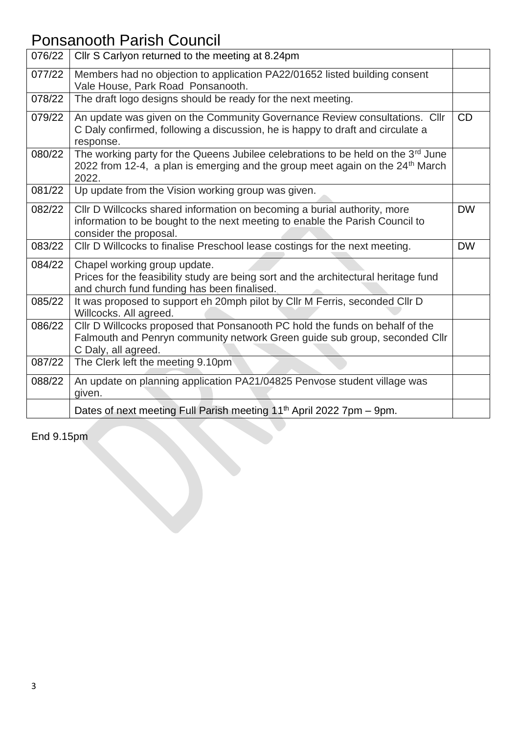# Ponsanooth Parish Council

| | | |
|---|---|---|
| 076/22 | Cllr S Carlyon returned to the meeting at 8.24pm | |
| 077/22 | Members had no objection to application PA22/01652 listed building consent Vale House, Park Road Ponsanooth. | |
| 078/22 | The draft logo designs should be ready for the next meeting. | |
| 079/22 | An update was given on the Community Governance Review consultations. Cllr C Daly confirmed, following a discussion, he is happy to draft and circulate a response. | CD |
| 080/22 | The working party for the Queens Jubilee celebrations to be held on the 3rd June 2022 from 12-4, a plan is emerging and the group meet again on the 24th March 2022. | |
| 081/22 | Up update from the Vision working group was given. | |
| 082/22 | Cllr D Willcocks shared information on becoming a burial authority, more information to be bought to the next meeting to enable the Parish Council to consider the proposal. | DW |
| 083/22 | Cllr D Willcocks to finalise Preschool lease costings for the next meeting. | DW |
| 084/22 | Chapel working group update.<br>Prices for the feasibility study are being sort and the architectural heritage fund and church fund funding has been finalised. | |
| 085/22 | It was proposed to support eh 20mph pilot by Cllr M Ferris, seconded Cllr D Willcocks. All agreed. | |
| 086/22 | Cllr D Willcocks proposed that Ponsanooth PC hold the funds on behalf of the Falmouth and Penryn community network Green guide sub group, seconded Cllr C Daly, all agreed. | |
| 087/22 | The Clerk left the meeting 9.10pm | |
| 088/22 | An update on planning application PA21/04825 Penvose student village was given. | |
| | Dates of next meeting Full Parish meeting 11th April 2022 7pm – 9pm. | |

End 9.15pm